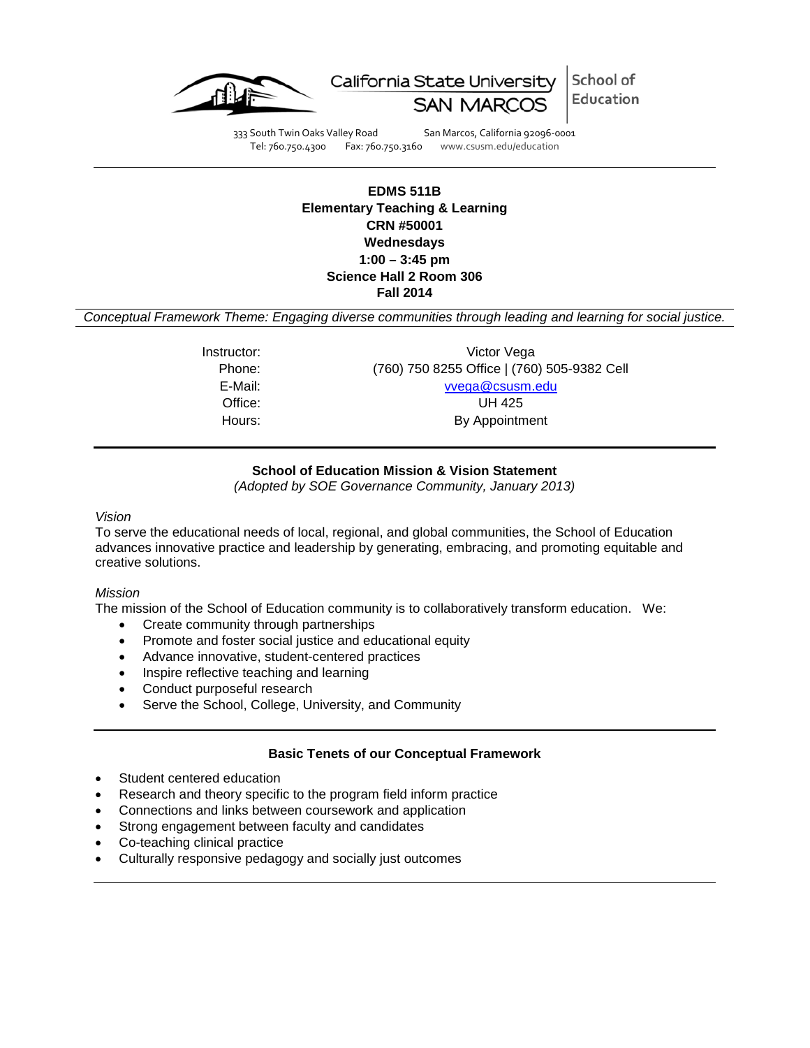California State University SAN MARCOS | School of Education

333 South Twin Oaks Valley Road San Marcos, California 92096-0001
Tel: 760.750.4300 Fax: 760.750.3160 www.csusm.edu/education

**EDMS 511B**
**Elementary Teaching & Learning**
**CRN #50001**
**Wednesdays**
**1:00 – 3:45 pm**
**Science Hall 2 Room 306**
**Fall 2014**

*Conceptual Framework Theme: Engaging diverse communities through leading and learning for social justice.*

| | |
|---|---|
| Instructor: | Victor Vega |
| Phone: | (760) 750 8255 Office \| (760) 505-9382 Cell |
| E-Mail: | vvega@csusm.edu |
| Office: | UH 425 |
| Hours: | By Appointment |

## School of Education Mission & Vision Statement

*(Adopted by SOE Governance Community, January 2013)*

*Vision*

To serve the educational needs of local, regional, and global communities, the School of Education advances innovative practice and leadership by generating, embracing, and promoting equitable and creative solutions.

*Mission*

The mission of the School of Education community is to collaboratively transform education. We:

- Create community through partnerships
- Promote and foster social justice and educational equity
- Advance innovative, student-centered practices
- Inspire reflective teaching and learning
- Conduct purposeful research
- Serve the School, College, University, and Community

## Basic Tenets of our Conceptual Framework

- Student centered education
- Research and theory specific to the program field inform practice
- Connections and links between coursework and application
- Strong engagement between faculty and candidates
- Co-teaching clinical practice
- Culturally responsive pedagogy and socially just outcomes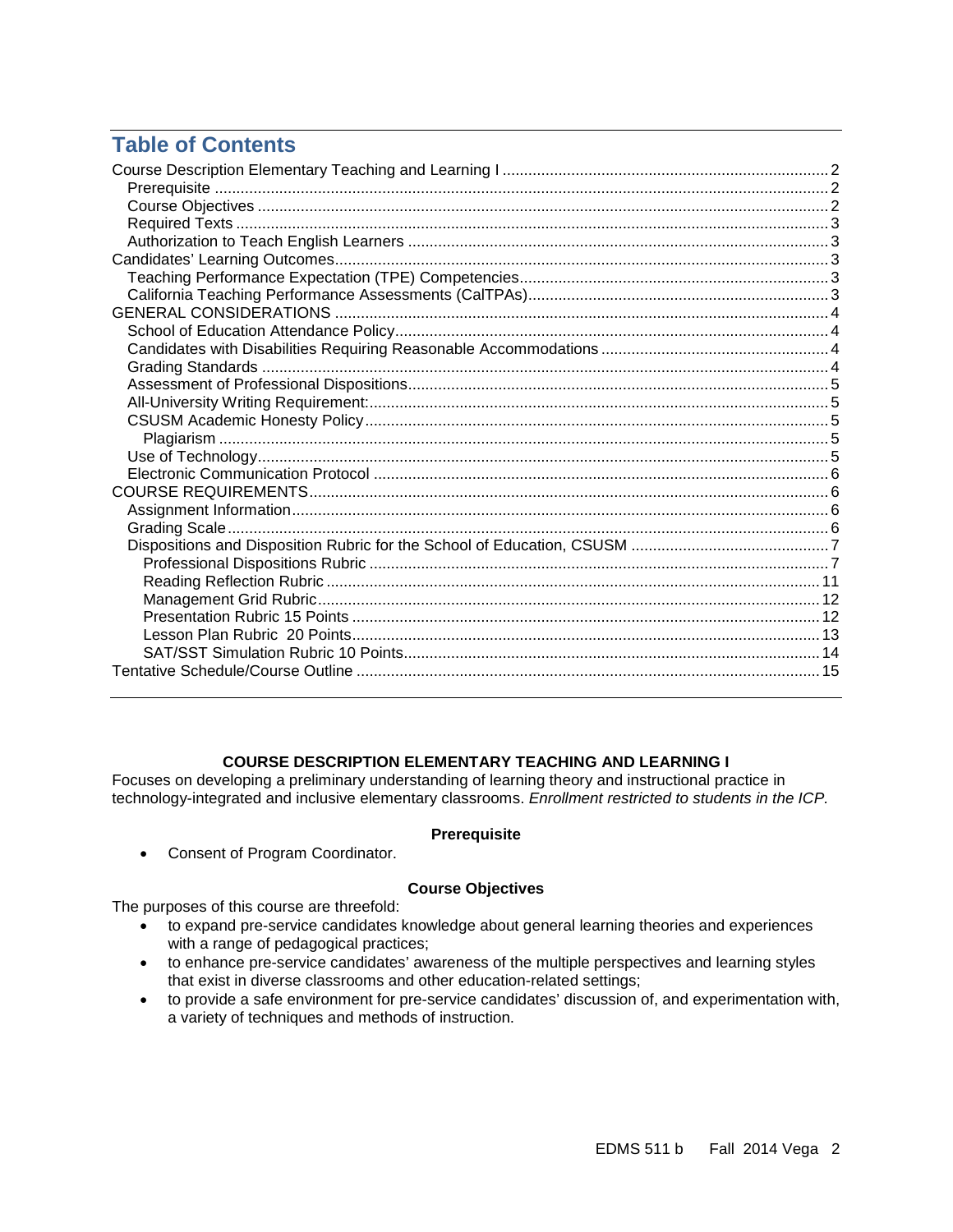# Table of Contents

Course Description Elementary Teaching and Learning I ... 2
- Prerequisite ... 2
- Course Objectives ... 2
- Required Texts ... 3
- Authorization to Teach English Learners ... 3

Candidates' Learning Outcomes ... 3
- Teaching Performance Expectation (TPE) Competencies ... 3
- California Teaching Performance Assessments (CalTPAs) ... 3

GENERAL CONSIDERATIONS ... 4
- School of Education Attendance Policy ... 4
- Candidates with Disabilities Requiring Reasonable Accommodations ... 4
- Grading Standards ... 4
- Assessment of Professional Dispositions ... 5
- All-University Writing Requirement: ... 5
- CSUSM Academic Honesty Policy ... 5
  - Plagiarism ... 5
- Use of Technology ... 5
- Electronic Communication Protocol ... 6

COURSE REQUIREMENTS ... 6
- Assignment Information ... 6
- Grading Scale ... 6
- Dispositions and Disposition Rubric for the School of Education, CSUSM ... 7
  - Professional Dispositions Rubric ... 7
  - Reading Reflection Rubric ... 11
  - Management Grid Rubric ... 12
  - Presentation Rubric 15 Points ... 12
  - Lesson Plan Rubric 20 Points ... 13
  - SAT/SST Simulation Rubric 10 Points ... 14

Tentative Schedule/Course Outline ... 15

## COURSE DESCRIPTION ELEMENTARY TEACHING AND LEARNING I

Focuses on developing a preliminary understanding of learning theory and instructional practice in technology-integrated and inclusive elementary classrooms. *Enrollment restricted to students in the ICP.*

### Prerequisite

- Consent of Program Coordinator.

### Course Objectives

The purposes of this course are threefold:

- to expand pre-service candidates knowledge about general learning theories and experiences with a range of pedagogical practices;
- to enhance pre-service candidates' awareness of the multiple perspectives and learning styles that exist in diverse classrooms and other education-related settings;
- to provide a safe environment for pre-service candidates' discussion of, and experimentation with, a variety of techniques and methods of instruction.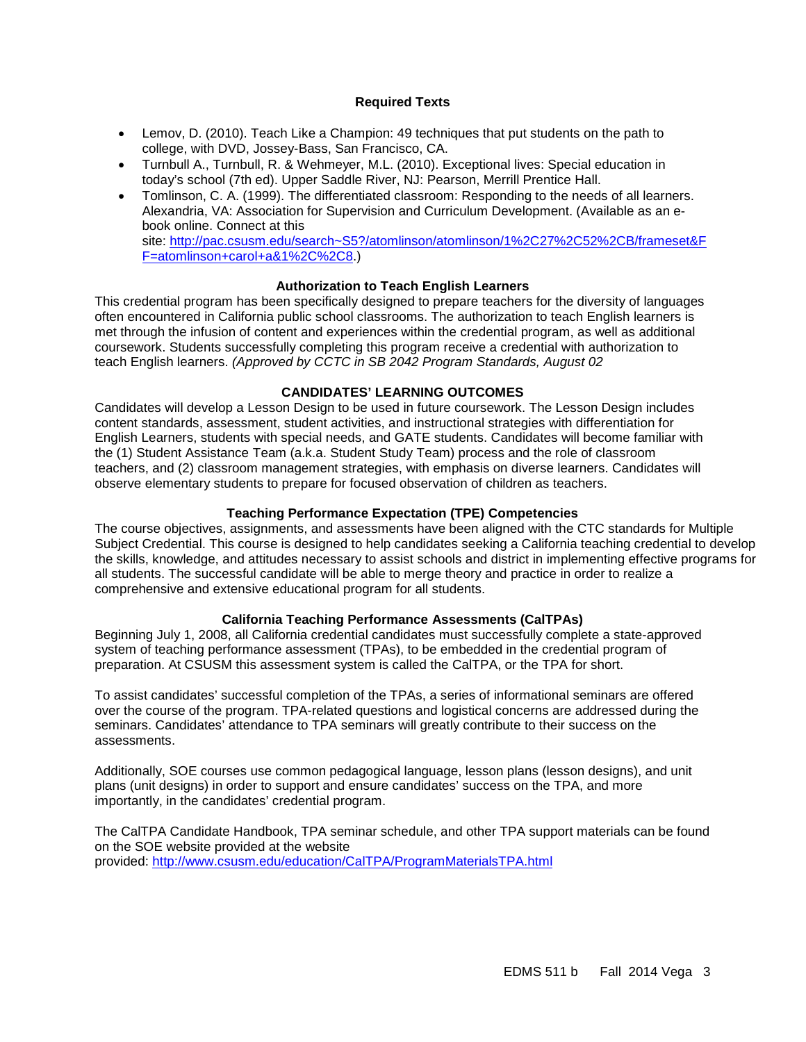## Required Texts

- Lemov, D. (2010). Teach Like a Champion: 49 techniques that put students on the path to college, with DVD, Jossey-Bass, San Francisco, CA.
- Turnbull A., Turnbull, R. & Wehmeyer, M.L. (2010). Exceptional lives: Special education in today's school (7th ed). Upper Saddle River, NJ: Pearson, Merrill Prentice Hall.
- Tomlinson, C. A. (1999). The differentiated classroom: Responding to the needs of all learners. Alexandria, VA: Association for Supervision and Curriculum Development. (Available as an e-book online. Connect at this site: [http://pac.csusm.edu/search~S5?/atomlinson/atomlinson/1%2C27%2C52%2CB/frameset&FF=atomlinson+carol+a&1%2C%2C8](http://pac.csusm.edu/search~S5?/atomlinson/atomlinson/1%2C27%2C52%2CB/frameset&FF=atomlinson+carol+a&1%2C%2C8).)

## Authorization to Teach English Learners

This credential program has been specifically designed to prepare teachers for the diversity of languages often encountered in California public school classrooms. The authorization to teach English learners is met through the infusion of content and experiences within the credential program, as well as additional coursework. Students successfully completing this program receive a credential with authorization to teach English learners. *(Approved by CCTC in SB 2042 Program Standards, August 02*

## CANDIDATES' LEARNING OUTCOMES

Candidates will develop a Lesson Design to be used in future coursework. The Lesson Design includes content standards, assessment, student activities, and instructional strategies with differentiation for English Learners, students with special needs, and GATE students. Candidates will become familiar with the (1) Student Assistance Team (a.k.a. Student Study Team) process and the role of classroom teachers, and (2) classroom management strategies, with emphasis on diverse learners. Candidates will observe elementary students to prepare for focused observation of children as teachers.

## Teaching Performance Expectation (TPE) Competencies

The course objectives, assignments, and assessments have been aligned with the CTC standards for Multiple Subject Credential. This course is designed to help candidates seeking a California teaching credential to develop the skills, knowledge, and attitudes necessary to assist schools and district in implementing effective programs for all students. The successful candidate will be able to merge theory and practice in order to realize a comprehensive and extensive educational program for all students.

## California Teaching Performance Assessments (CalTPAs)

Beginning July 1, 2008, all California credential candidates must successfully complete a state-approved system of teaching performance assessment (TPAs), to be embedded in the credential program of preparation. At CSUSM this assessment system is called the CalTPA, or the TPA for short.

To assist candidates' successful completion of the TPAs, a series of informational seminars are offered over the course of the program. TPA-related questions and logistical concerns are addressed during the seminars. Candidates' attendance to TPA seminars will greatly contribute to their success on the assessments.

Additionally, SOE courses use common pedagogical language, lesson plans (lesson designs), and unit plans (unit designs) in order to support and ensure candidates' success on the TPA, and more importantly, in the candidates' credential program.

The CalTPA Candidate Handbook, TPA seminar schedule, and other TPA support materials can be found on the SOE website provided at the website provided: [http://www.csusm.edu/education/CalTPA/ProgramMaterialsTPA.html](http://www.csusm.edu/education/CalTPA/ProgramMaterialsTPA.html)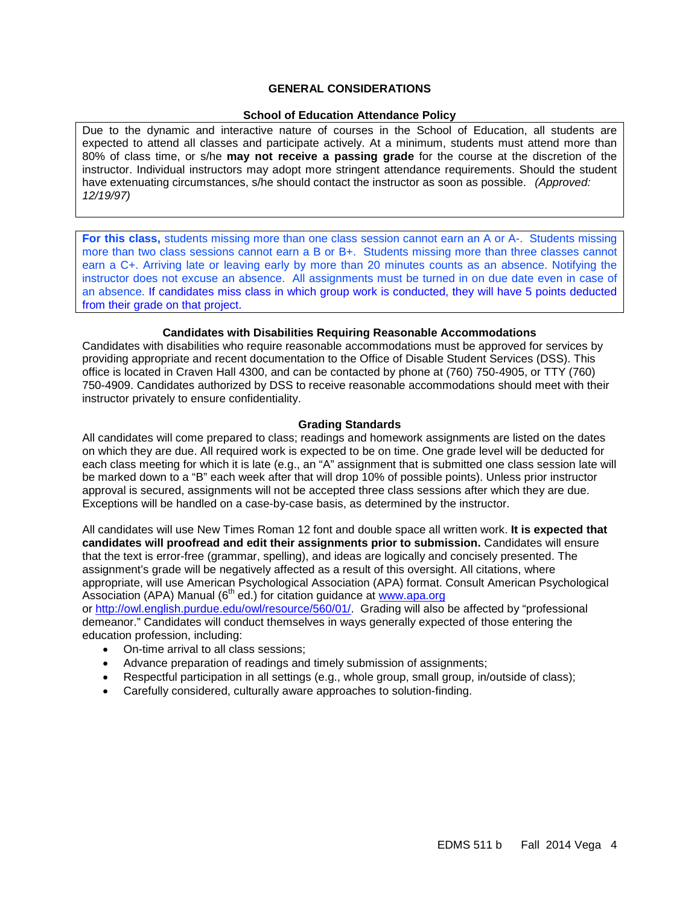## GENERAL CONSIDERATIONS

### School of Education Attendance Policy

Due to the dynamic and interactive nature of courses in the School of Education, all students are expected to attend all classes and participate actively. At a minimum, students must attend more than 80% of class time, or s/he **may not receive a passing grade** for the course at the discretion of the instructor. Individual instructors may adopt more stringent attendance requirements. Should the student have extenuating circumstances, s/he should contact the instructor as soon as possible. *(Approved: 12/19/97)*

**For this class,** students missing more than one class session cannot earn an A or A-. Students missing more than two class sessions cannot earn a B or B+. Students missing more than three classes cannot earn a C+. Arriving late or leaving early by more than 20 minutes counts as an absence. Notifying the instructor does not excuse an absence. All assignments must be turned in on due date even in case of an absence. If candidates miss class in which group work is conducted, they will have 5 points deducted from their grade on that project.

### Candidates with Disabilities Requiring Reasonable Accommodations

Candidates with disabilities who require reasonable accommodations must be approved for services by providing appropriate and recent documentation to the Office of Disable Student Services (DSS). This office is located in Craven Hall 4300, and can be contacted by phone at (760) 750-4905, or TTY (760) 750-4909. Candidates authorized by DSS to receive reasonable accommodations should meet with their instructor privately to ensure confidentiality.

### Grading Standards

All candidates will come prepared to class; readings and homework assignments are listed on the dates on which they are due. All required work is expected to be on time. One grade level will be deducted for each class meeting for which it is late (e.g., an "A" assignment that is submitted one class session late will be marked down to a "B" each week after that will drop 10% of possible points). Unless prior instructor approval is secured, assignments will not be accepted three class sessions after which they are due. Exceptions will be handled on a case-by-case basis, as determined by the instructor.

All candidates will use New Times Roman 12 font and double space all written work. **It is expected that candidates will proofread and edit their assignments prior to submission.** Candidates will ensure that the text is error-free (grammar, spelling), and ideas are logically and concisely presented. The assignment's grade will be negatively affected as a result of this oversight. All citations, where appropriate, will use American Psychological Association (APA) format. Consult American Psychological Association (APA) Manual (6th ed.) for citation guidance at www.apa.org or http://owl.english.purdue.edu/owl/resource/560/01/. Grading will also be affected by "professional demeanor." Candidates will conduct themselves in ways generally expected of those entering the education profession, including:

- On-time arrival to all class sessions;
- Advance preparation of readings and timely submission of assignments;
- Respectful participation in all settings (e.g., whole group, small group, in/outside of class);
- Carefully considered, culturally aware approaches to solution-finding.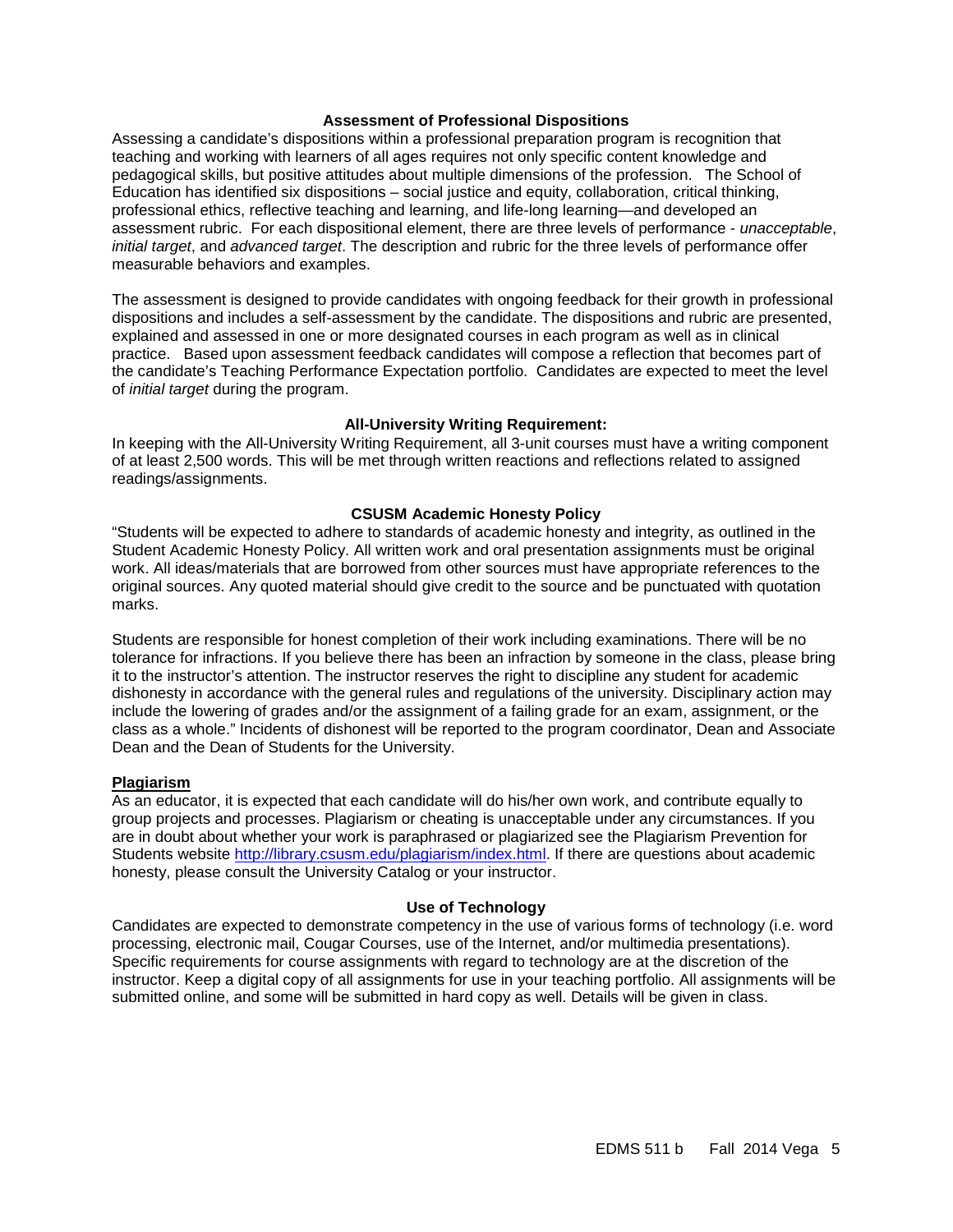## Assessment of Professional Dispositions

Assessing a candidate's dispositions within a professional preparation program is recognition that teaching and working with learners of all ages requires not only specific content knowledge and pedagogical skills, but positive attitudes about multiple dimensions of the profession. The School of Education has identified six dispositions – social justice and equity, collaboration, critical thinking, professional ethics, reflective teaching and learning, and life-long learning—and developed an assessment rubric. For each dispositional element, there are three levels of performance - *unacceptable*, *initial target*, and *advanced target*. The description and rubric for the three levels of performance offer measurable behaviors and examples.

The assessment is designed to provide candidates with ongoing feedback for their growth in professional dispositions and includes a self-assessment by the candidate. The dispositions and rubric are presented, explained and assessed in one or more designated courses in each program as well as in clinical practice. Based upon assessment feedback candidates will compose a reflection that becomes part of the candidate's Teaching Performance Expectation portfolio. Candidates are expected to meet the level of *initial target* during the program.

## All-University Writing Requirement:

In keeping with the All-University Writing Requirement, all 3-unit courses must have a writing component of at least 2,500 words. This will be met through written reactions and reflections related to assigned readings/assignments.

## CSUSM Academic Honesty Policy

"Students will be expected to adhere to standards of academic honesty and integrity, as outlined in the Student Academic Honesty Policy. All written work and oral presentation assignments must be original work. All ideas/materials that are borrowed from other sources must have appropriate references to the original sources. Any quoted material should give credit to the source and be punctuated with quotation marks.

Students are responsible for honest completion of their work including examinations. There will be no tolerance for infractions. If you believe there has been an infraction by someone in the class, please bring it to the instructor's attention. The instructor reserves the right to discipline any student for academic dishonesty in accordance with the general rules and regulations of the university. Disciplinary action may include the lowering of grades and/or the assignment of a failing grade for an exam, assignment, or the class as a whole." Incidents of dishonest will be reported to the program coordinator, Dean and Associate Dean and the Dean of Students for the University.

### Plagiarism

As an educator, it is expected that each candidate will do his/her own work, and contribute equally to group projects and processes. Plagiarism or cheating is unacceptable under any circumstances. If you are in doubt about whether your work is paraphrased or plagiarized see the Plagiarism Prevention for Students website http://library.csusm.edu/plagiarism/index.html. If there are questions about academic honesty, please consult the University Catalog or your instructor.

## Use of Technology

Candidates are expected to demonstrate competency in the use of various forms of technology (i.e. word processing, electronic mail, Cougar Courses, use of the Internet, and/or multimedia presentations). Specific requirements for course assignments with regard to technology are at the discretion of the instructor. Keep a digital copy of all assignments for use in your teaching portfolio. All assignments will be submitted online, and some will be submitted in hard copy as well. Details will be given in class.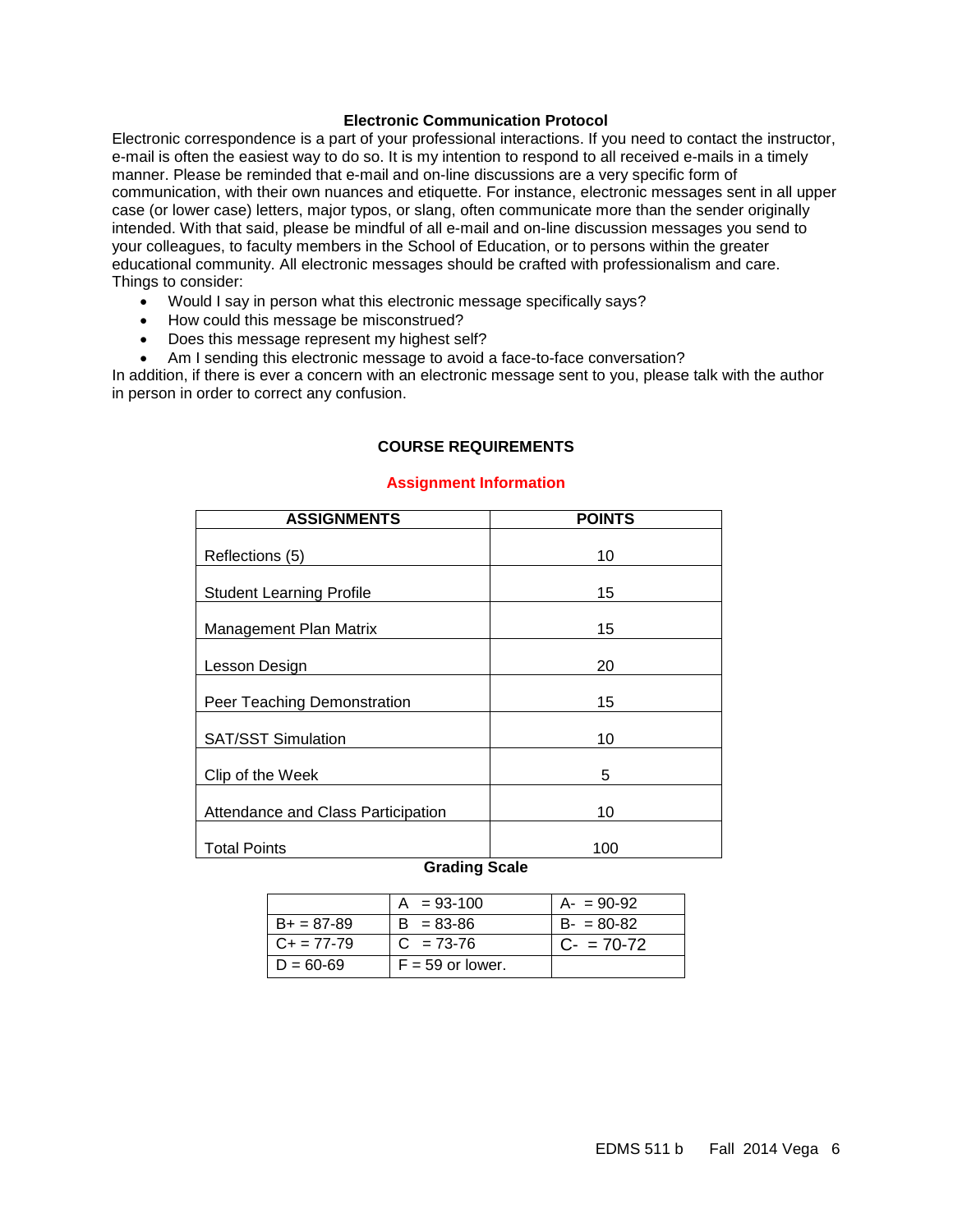### Electronic Communication Protocol

Electronic correspondence is a part of your professional interactions. If you need to contact the instructor, e-mail is often the easiest way to do so. It is my intention to respond to all received e-mails in a timely manner. Please be reminded that e-mail and on-line discussions are a very specific form of communication, with their own nuances and etiquette. For instance, electronic messages sent in all upper case (or lower case) letters, major typos, or slang, often communicate more than the sender originally intended. With that said, please be mindful of all e-mail and on-line discussion messages you send to your colleagues, to faculty members in the School of Education, or to persons within the greater educational community. All electronic messages should be crafted with professionalism and care. Things to consider:

- Would I say in person what this electronic message specifically says?
- How could this message be misconstrued?
- Does this message represent my highest self?
- Am I sending this electronic message to avoid a face-to-face conversation?

In addition, if there is ever a concern with an electronic message sent to you, please talk with the author in person in order to correct any confusion.

## COURSE REQUIREMENTS

### Assignment Information

| ASSIGNMENTS | POINTS |
|---|---|
| Reflections (5) | 10 |
| Student Learning Profile | 15 |
| Management Plan Matrix | 15 |
| Lesson Design | 20 |
| Peer Teaching Demonstration | 15 |
| SAT/SST Simulation | 10 |
| Clip of the Week | 5 |
| Attendance and Class Participation | 10 |
| Total Points | 100 |

**Grading Scale**

| | | |
|---|---|---|
| | A = 93-100 | A- = 90-92 |
| B+ = 87-89 | B = 83-86 | B- = 80-82 |
| C+ = 77-79 | C = 73-76 | C- = 70-72 |
| D = 60-69 | F = 59 or lower. | |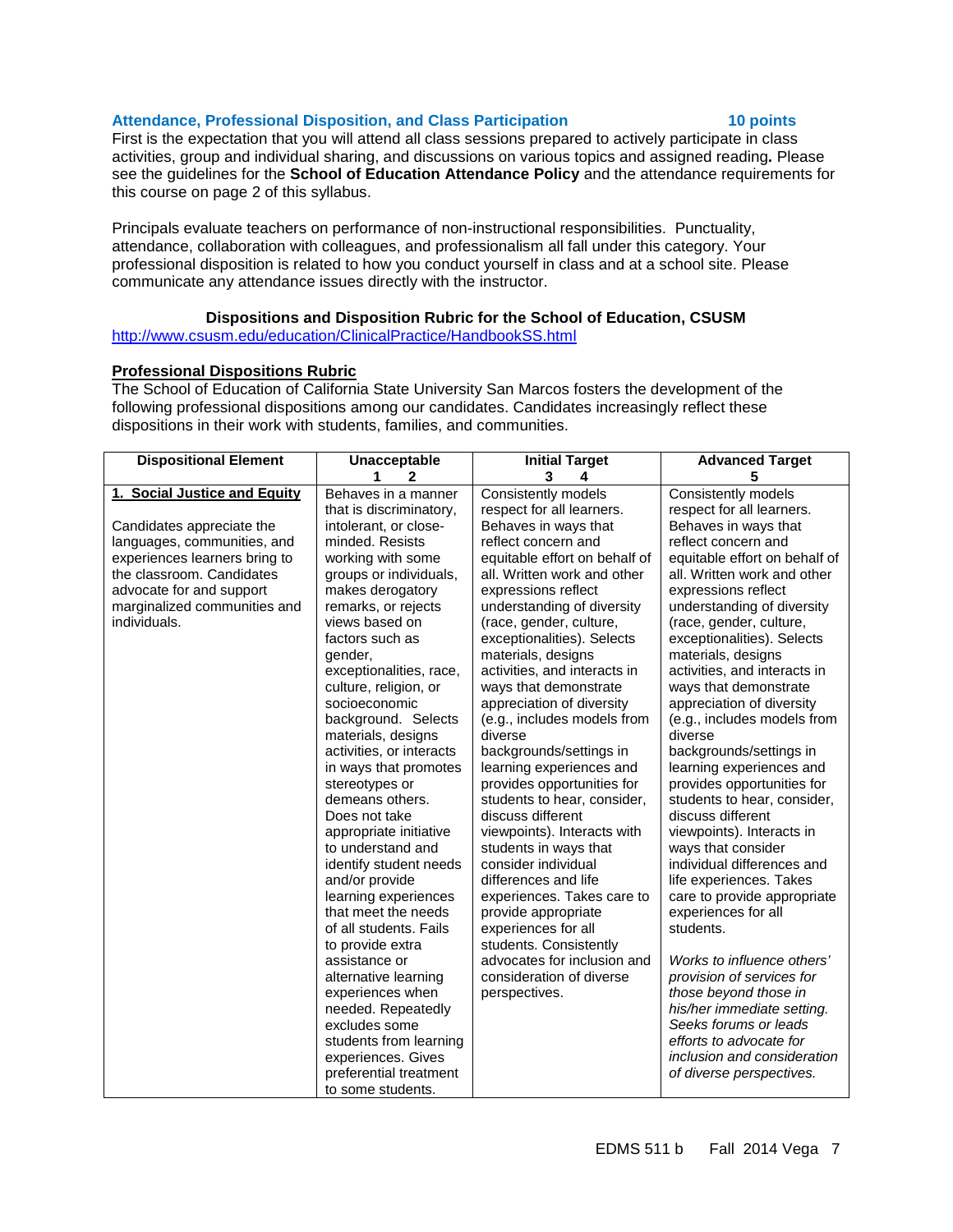### Attendance, Professional Disposition, and Class Participation — 10 points

First is the expectation that you will attend all class sessions prepared to actively participate in class activities, group and individual sharing, and discussions on various topics and assigned reading**.** Please see the guidelines for the **School of Education Attendance Policy** and the attendance requirements for this course on page 2 of this syllabus.

Principals evaluate teachers on performance of non-instructional responsibilities. Punctuality, attendance, collaboration with colleagues, and professionalism all fall under this category. Your professional disposition is related to how you conduct yourself in class and at a school site. Please communicate any attendance issues directly with the instructor.

**Dispositions and Disposition Rubric for the School of Education, CSUSM**

http://www.csusm.edu/education/ClinicalPractice/HandbookSS.html

**Professional Dispositions Rubric**

The School of Education of California State University San Marcos fosters the development of the following professional dispositions among our candidates. Candidates increasingly reflect these dispositions in their work with students, families, and communities.

| Dispositional Element | Unacceptable<br>1 2 | Initial Target<br>3 4 | Advanced Target<br>5 |
|---|---|---|---|
| **1. Social Justice and Equity**<br><br>Candidates appreciate the languages, communities, and experiences learners bring to the classroom. Candidates advocate for and support marginalized communities and individuals. | Behaves in a manner that is discriminatory, intolerant, or close-minded. Resists working with some groups or individuals, makes derogatory remarks, or rejects views based on factors such as gender, exceptionalities, race, culture, religion, or socioeconomic background. Selects materials, designs activities, or interacts in ways that promotes stereotypes or demeans others. Does not take appropriate initiative to understand and identify student needs and/or provide learning experiences that meet the needs of all students. Fails to provide extra assistance or alternative learning experiences when needed. Repeatedly excludes some students from learning experiences. Gives preferential treatment to some students. | Consistently models respect for all learners. Behaves in ways that reflect concern and equitable effort on behalf of all. Written work and other expressions reflect understanding of diversity (race, gender, culture, exceptionalities). Selects materials, designs activities, and interacts in ways that demonstrate appreciation of diversity (e.g., includes models from diverse backgrounds/settings in learning experiences and provides opportunities for students to hear, consider, discuss different viewpoints). Interacts with students in ways that consider individual differences and life experiences. Takes care to provide appropriate experiences for all students. Consistently advocates for inclusion and consideration of diverse perspectives. | Consistently models respect for all learners. Behaves in ways that reflect concern and equitable effort on behalf of all. Written work and other expressions reflect understanding of diversity (race, gender, culture, exceptionalities). Selects materials, designs activities, and interacts in ways that demonstrate appreciation of diversity (e.g., includes models from diverse backgrounds/settings in learning experiences and provides opportunities for students to hear, consider, discuss different viewpoints). Interacts in ways that consider individual differences and life experiences. Takes care to provide appropriate experiences for all students.<br><br>*Works to influence others' provision of services for those beyond those in his/her immediate setting. Seeks forums or leads efforts to advocate for inclusion and consideration of diverse perspectives.* |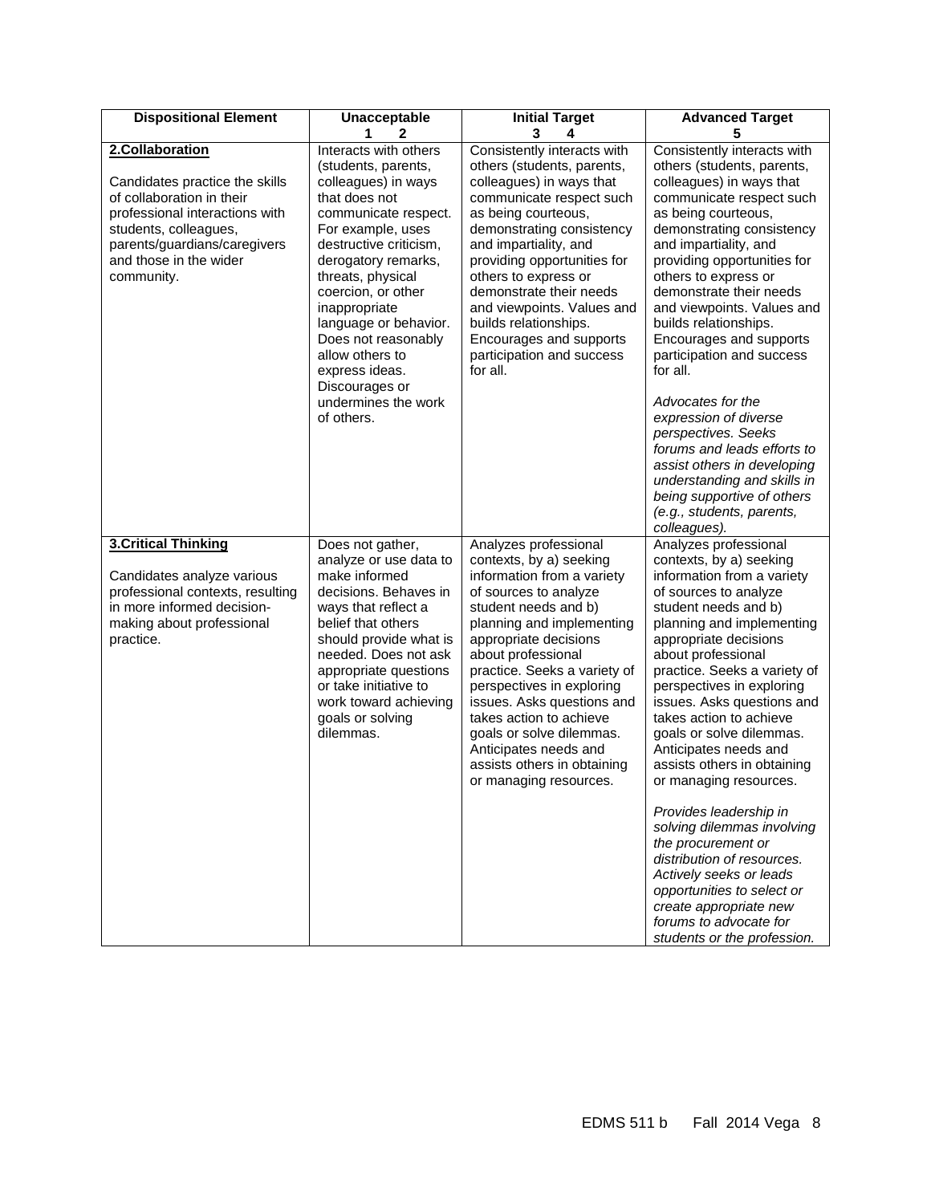| Dispositional Element | Unacceptable<br>1 2 | Initial Target<br>3 4 | Advanced Target<br>5 |
|---|---|---|---|
| **2.Collaboration**<br><br>Candidates practice the skills of collaboration in their professional interactions with students, colleagues, parents/guardians/caregivers and those in the wider community. | Interacts with others (students, parents, colleagues) in ways that does not communicate respect. For example, uses destructive criticism, derogatory remarks, threats, physical coercion, or other inappropriate language or behavior. Does not reasonably allow others to express ideas. Discourages or undermines the work of others. | Consistently interacts with others (students, parents, colleagues) in ways that communicate respect such as being courteous, demonstrating consistency and impartiality, and providing opportunities for others to express or demonstrate their needs and viewpoints. Values and builds relationships. Encourages and supports participation and success for all. | Consistently interacts with others (students, parents, colleagues) in ways that communicate respect such as being courteous, demonstrating consistency and impartiality, and providing opportunities for others to express or demonstrate their needs and viewpoints. Values and builds relationships. Encourages and supports participation and success for all.<br><br>*Advocates for the expression of diverse perspectives. Seeks forums and leads efforts to assist others in developing understanding and skills in being supportive of others (e.g., students, parents, colleagues).* |
| **3.Critical Thinking**<br><br>Candidates analyze various professional contexts, resulting in more informed decision-making about professional practice. | Does not gather, analyze or use data to make informed decisions. Behaves in ways that reflect a belief that others should provide what is needed. Does not ask appropriate questions or take initiative to work toward achieving goals or solving dilemmas. | Analyzes professional contexts, by a) seeking information from a variety of sources to analyze student needs and b) planning and implementing appropriate decisions about professional practice. Seeks a variety of perspectives in exploring issues. Asks questions and takes action to achieve goals or solve dilemmas. Anticipates needs and assists others in obtaining or managing resources. | Analyzes professional contexts, by a) seeking information from a variety of sources to analyze student needs and b) planning and implementing appropriate decisions about professional practice. Seeks a variety of perspectives in exploring issues. Asks questions and takes action to achieve goals or solve dilemmas. Anticipates needs and assists others in obtaining or managing resources.<br><br>*Provides leadership in solving dilemmas involving the procurement or distribution of resources. Actively seeks or leads opportunities to select or create appropriate new forums to advocate for students or the profession.* |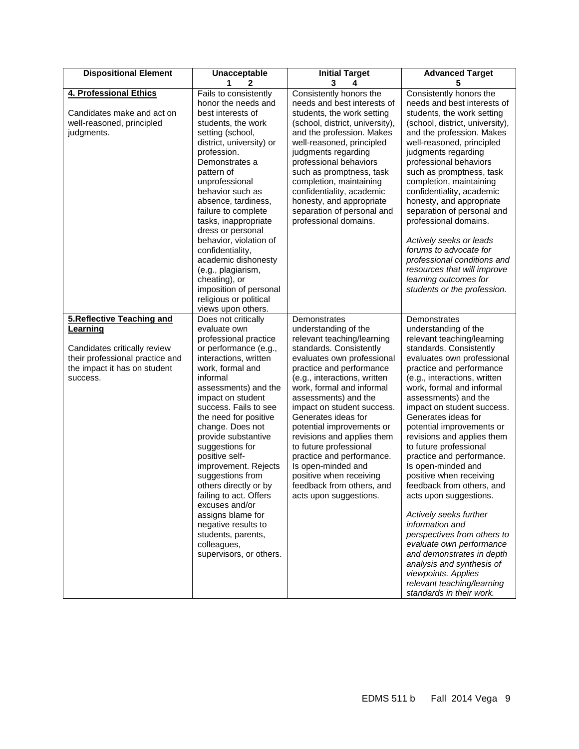| **Dispositional Element** | **Unacceptable**<br>**1 2** | **Initial Target**<br>**3 4** | **Advanced Target**<br>**5** |
|---|---|---|---|
| **<u>4. Professional Ethics</u>**<br><br>Candidates make and act on well-reasoned, principled judgments. | Fails to consistently honor the needs and best interests of students, the work setting (school, district, university) or profession. Demonstrates a pattern of unprofessional behavior such as absence, tardiness, failure to complete tasks, inappropriate dress or personal behavior, violation of confidentiality, academic dishonesty (e.g., plagiarism, cheating), or imposition of personal religious or political views upon others. | Consistently honors the needs and best interests of students, the work setting (school, district, university), and the profession. Makes well-reasoned, principled judgments regarding professional behaviors such as promptness, task completion, maintaining confidentiality, academic honesty, and appropriate separation of personal and professional domains. | Consistently honors the needs and best interests of students, the work setting (school, district, university), and the profession. Makes well-reasoned, principled judgments regarding professional behaviors such as promptness, task completion, maintaining confidentiality, academic honesty, and appropriate separation of personal and professional domains.<br><br>*Actively seeks or leads forums to advocate for professional conditions and resources that will improve learning outcomes for students or the profession.* |
| **<u>5.Reflective Teaching and Learning</u>**<br><br>Candidates critically review their professional practice and the impact it has on student success. | Does not critically evaluate own professional practice or performance (e.g., interactions, written work, formal and informal assessments) and the impact on student success. Fails to see the need for positive change. Does not provide substantive suggestions for positive self-improvement. Rejects suggestions from others directly or by failing to act. Offers excuses and/or assigns blame for negative results to students, parents, colleagues, supervisors, or others. | Demonstrates understanding of the relevant teaching/learning standards. Consistently evaluates own professional practice and performance (e.g., interactions, written work, formal and informal assessments) and the impact on student success. Generates ideas for potential improvements or revisions and applies them to future professional practice and performance. Is open-minded and positive when receiving feedback from others, and acts upon suggestions. | Demonstrates understanding of the relevant teaching/learning standards. Consistently evaluates own professional practice and performance (e.g., interactions, written work, formal and informal assessments) and the impact on student success. Generates ideas for potential improvements or revisions and applies them to future professional practice and performance. Is open-minded and positive when receiving feedback from others, and acts upon suggestions.<br><br>*Actively seeks further information and perspectives from others to evaluate own performance and demonstrates in depth analysis and synthesis of viewpoints. Applies relevant teaching/learning standards in their work.* |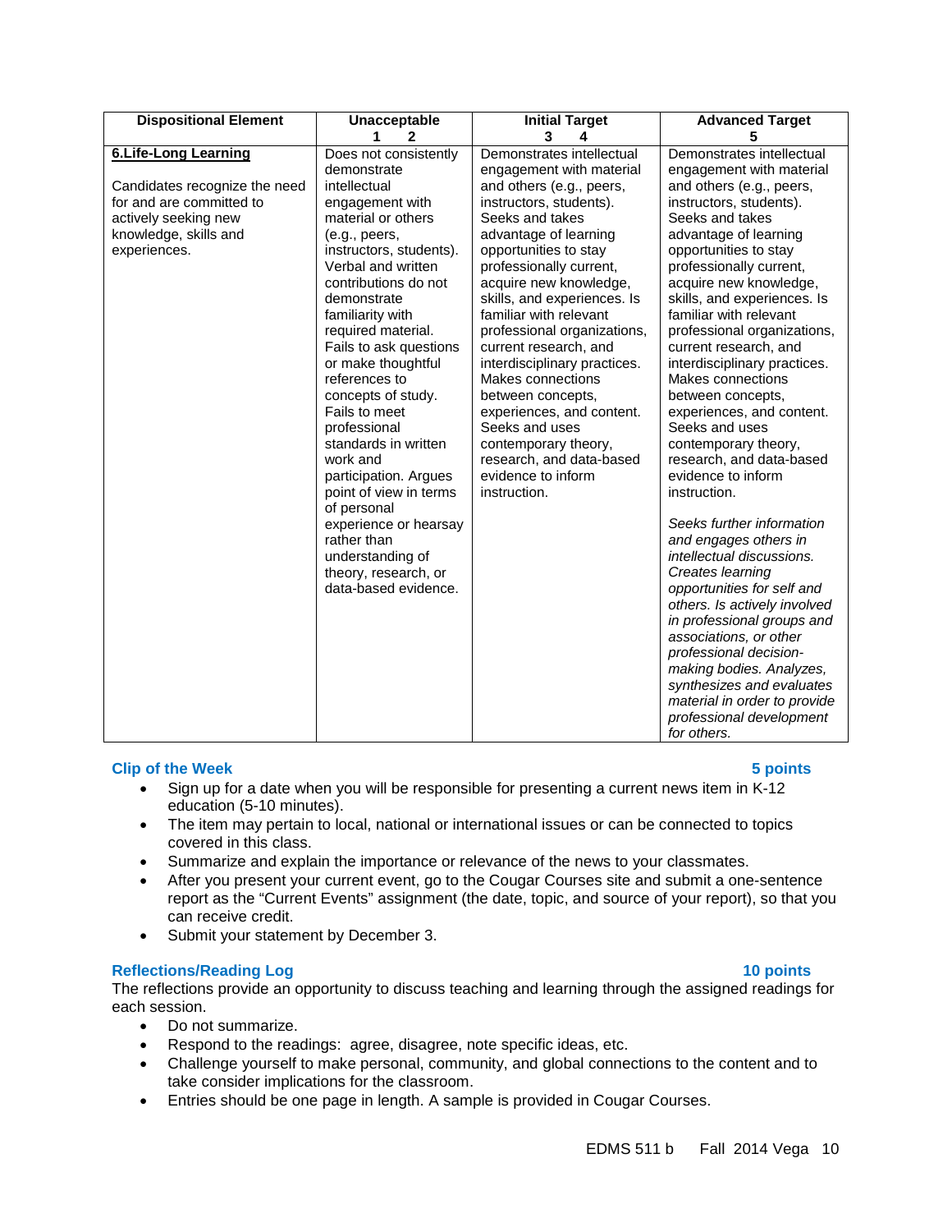| Dispositional Element | Unacceptable<br>1 2 | Initial Target<br>3 4 | Advanced Target<br>5 |
|---|---|---|---|
| **6.Life-Long Learning**<br><br>Candidates recognize the need for and are committed to actively seeking new knowledge, skills and experiences. | Does not consistently demonstrate intellectual engagement with material or others (e.g., peers, instructors, students). Verbal and written contributions do not demonstrate familiarity with required material. Fails to ask questions or make thoughtful references to concepts of study. Fails to meet professional standards in written work and participation. Argues point of view in terms of personal experience or hearsay rather than understanding of theory, research, or data-based evidence. | Demonstrates intellectual engagement with material and others (e.g., peers, instructors, students). Seeks and takes advantage of learning opportunities to stay professionally current, acquire new knowledge, skills, and experiences. Is familiar with relevant professional organizations, current research, and interdisciplinary practices. Makes connections between concepts, experiences, and content. Seeks and uses contemporary theory, research, and data-based evidence to inform instruction. | Demonstrates intellectual engagement with material and others (e.g., peers, instructors, students). Seeks and takes advantage of learning opportunities to stay professionally current, acquire new knowledge, skills, and experiences. Is familiar with relevant professional organizations, current research, and interdisciplinary practices. Makes connections between concepts, experiences, and content. Seeks and uses contemporary theory, research, and data-based evidence to inform instruction.<br><br>*Seeks further information and engages others in intellectual discussions. Creates learning opportunities for self and others. Is actively involved in professional groups and associations, or other professional decision-making bodies. Analyzes, synthesizes and evaluates material in order to provide professional development for others.* |

### Clip of the Week — 5 points

- Sign up for a date when you will be responsible for presenting a current news item in K-12 education (5-10 minutes).
- The item may pertain to local, national or international issues or can be connected to topics covered in this class.
- Summarize and explain the importance or relevance of the news to your classmates.
- After you present your current event, go to the Cougar Courses site and submit a one-sentence report as the "Current Events" assignment (the date, topic, and source of your report), so that you can receive credit.
- Submit your statement by December 3.

### Reflections/Reading Log — 10 points

The reflections provide an opportunity to discuss teaching and learning through the assigned readings for each session.

- Do not summarize.
- Respond to the readings: agree, disagree, note specific ideas, etc.
- Challenge yourself to make personal, community, and global connections to the content and to take consider implications for the classroom.
- Entries should be one page in length. A sample is provided in Cougar Courses.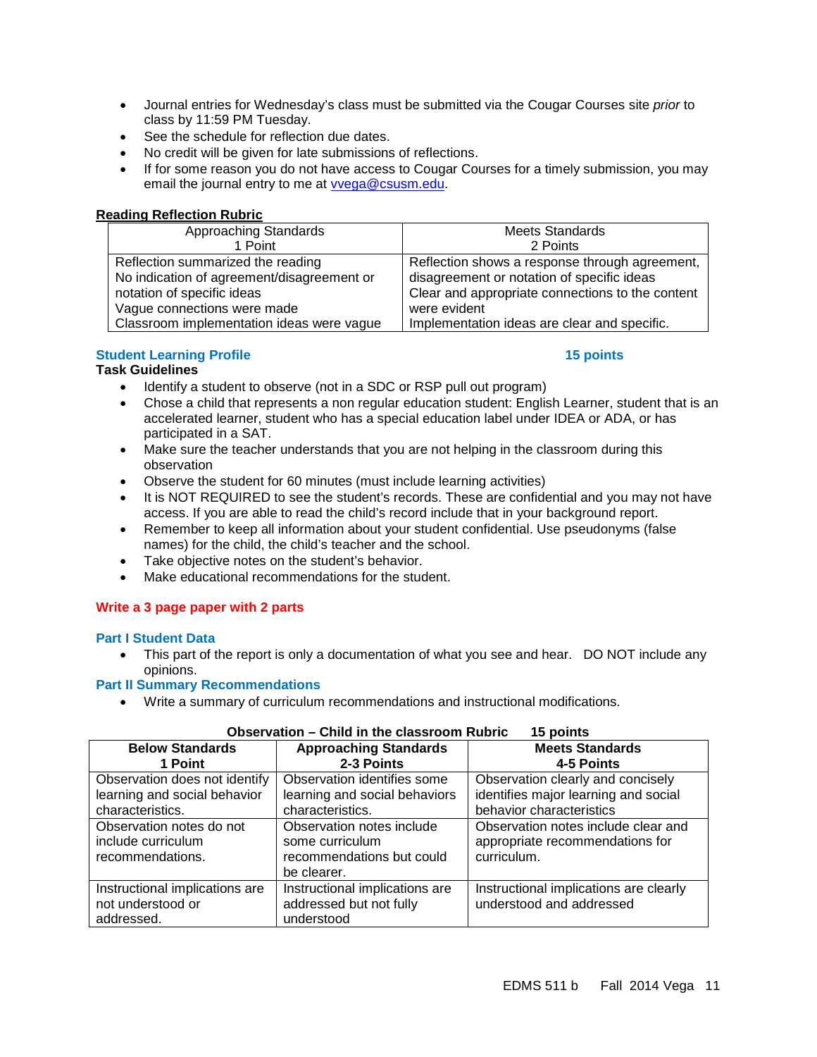- Journal entries for Wednesday's class must be submitted via the Cougar Courses site *prior* to class by 11:59 PM Tuesday.
- See the schedule for reflection due dates.
- No credit will be given for late submissions of reflections.
- If for some reason you do not have access to Cougar Courses for a timely submission, you may email the journal entry to me at vvega@csusm.edu.

**Reading Reflection Rubric**

| Approaching Standards<br>1 Point | Meets Standards<br>2 Points |
|---|---|
| Reflection summarized the reading<br>No indication of agreement/disagreement or notation of specific ideas<br>Vague connections were made<br>Classroom implementation ideas were vague | Reflection shows a response through agreement, disagreement or notation of specific ideas<br>Clear and appropriate connections to the content were evident<br>Implementation ideas are clear and specific. |

## Student Learning Profile — 15 points

**Task Guidelines**

- Identify a student to observe (not in a SDC or RSP pull out program)
- Chose a child that represents a non regular education student: English Learner, student that is an accelerated learner, student who has a special education label under IDEA or ADA, or has participated in a SAT.
- Make sure the teacher understands that you are not helping in the classroom during this observation
- Observe the student for 60 minutes (must include learning activities)
- It is NOT REQUIRED to see the student's records. These are confidential and you may not have access. If you are able to read the child's record include that in your background report.
- Remember to keep all information about your student confidential. Use pseudonyms (false names) for the child, the child's teacher and the school.
- Take objective notes on the student's behavior.
- Make educational recommendations for the student.

**Write a 3 page paper with 2 parts**

### Part I Student Data

- This part of the report is only a documentation of what you see and hear. DO NOT include any opinions.

### Part II Summary Recommendations

- Write a summary of curriculum recommendations and instructional modifications.

**Observation – Child in the classroom Rubric 15 points**

| Below Standards<br>1 Point | Approaching Standards<br>2-3 Points | Meets Standards<br>4-5 Points |
|---|---|---|
| Observation does not identify learning and social behavior characteristics. | Observation identifies some learning and social behaviors characteristics. | Observation clearly and concisely identifies major learning and social behavior characteristics |
| Observation notes do not include curriculum recommendations. | Observation notes include some curriculum recommendations but could be clearer. | Observation notes include clear and appropriate recommendations for curriculum. |
| Instructional implications are not understood or addressed. | Instructional implications are addressed but not fully understood | Instructional implications are clearly understood and addressed |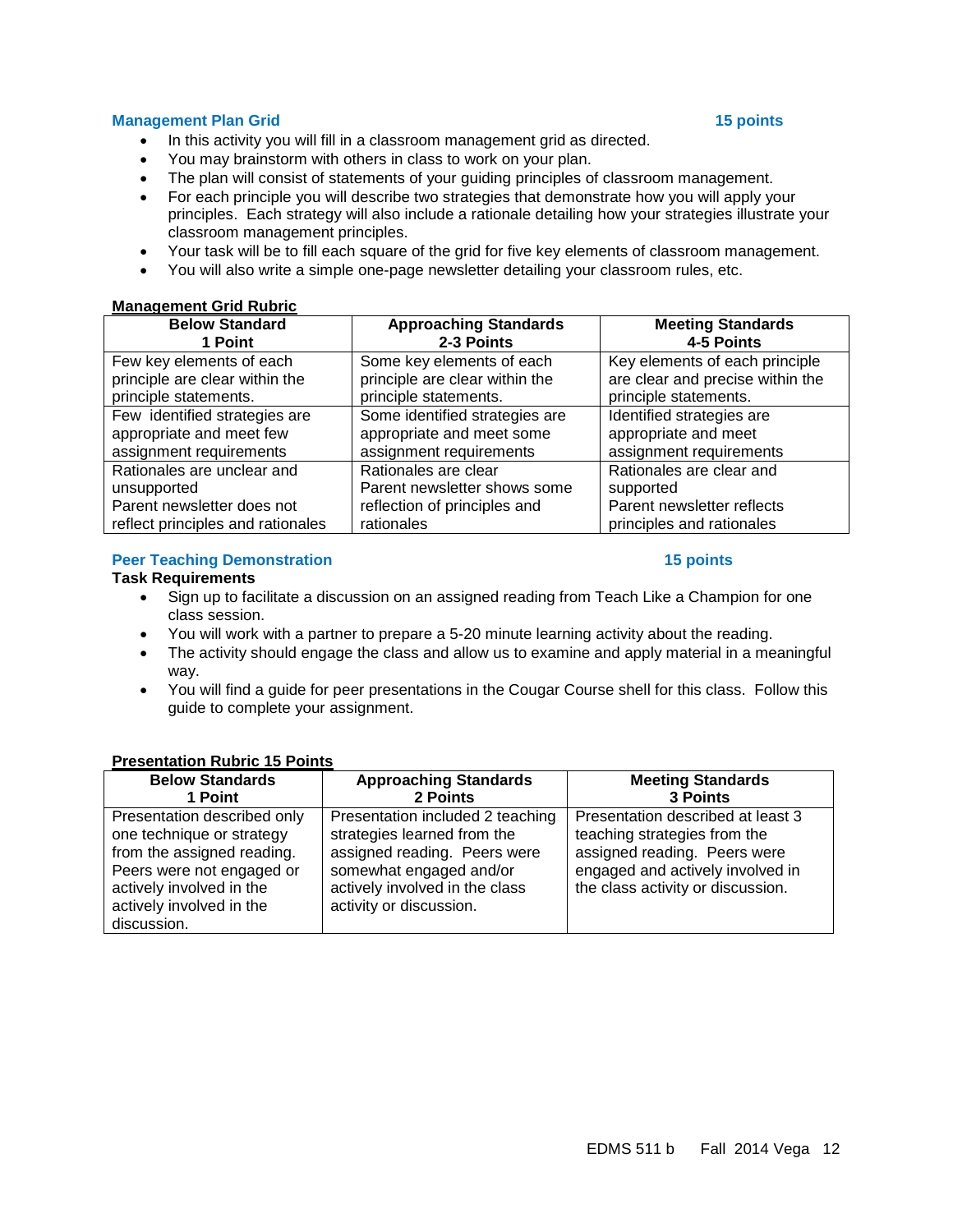### Management Plan Grid — 15 points

- In this activity you will fill in a classroom management grid as directed.
- You may brainstorm with others in class to work on your plan.
- The plan will consist of statements of your guiding principles of classroom management.
- For each principle you will describe two strategies that demonstrate how you will apply your principles. Each strategy will also include a rationale detailing how your strategies illustrate your classroom management principles.
- Your task will be to fill each square of the grid for five key elements of classroom management.
- You will also write a simple one-page newsletter detailing your classroom rules, etc.

**Management Grid Rubric**

| Below Standard<br>1 Point | Approaching Standards<br>2-3 Points | Meeting Standards<br>4-5 Points |
|---|---|---|
| Few key elements of each principle are clear within the principle statements. | Some key elements of each principle are clear within the principle statements. | Key elements of each principle are clear and precise within the principle statements. |
| Few identified strategies are appropriate and meet few assignment requirements | Some identified strategies are appropriate and meet some assignment requirements | Identified strategies are appropriate and meet assignment requirements |
| Rationales are unclear and unsupported<br>Parent newsletter does not reflect principles and rationales | Rationales are clear<br>Parent newsletter shows some reflection of principles and rationales | Rationales are clear and supported<br>Parent newsletter reflects principles and rationales |

### Peer Teaching Demonstration — 15 points

**Task Requirements**

- Sign up to facilitate a discussion on an assigned reading from Teach Like a Champion for one class session.
- You will work with a partner to prepare a 5-20 minute learning activity about the reading.
- The activity should engage the class and allow us to examine and apply material in a meaningful way.
- You will find a guide for peer presentations in the Cougar Course shell for this class. Follow this guide to complete your assignment.

**Presentation Rubric 15 Points**

| Below Standards<br>1 Point | Approaching Standards<br>2 Points | Meeting Standards<br>3 Points |
|---|---|---|
| Presentation described only one technique or strategy from the assigned reading. Peers were not engaged or actively involved in the actively involved in the discussion. | Presentation included 2 teaching strategies learned from the assigned reading. Peers were somewhat engaged and/or actively involved in the class activity or discussion. | Presentation described at least 3 teaching strategies from the assigned reading. Peers were engaged and actively involved in the class activity or discussion. |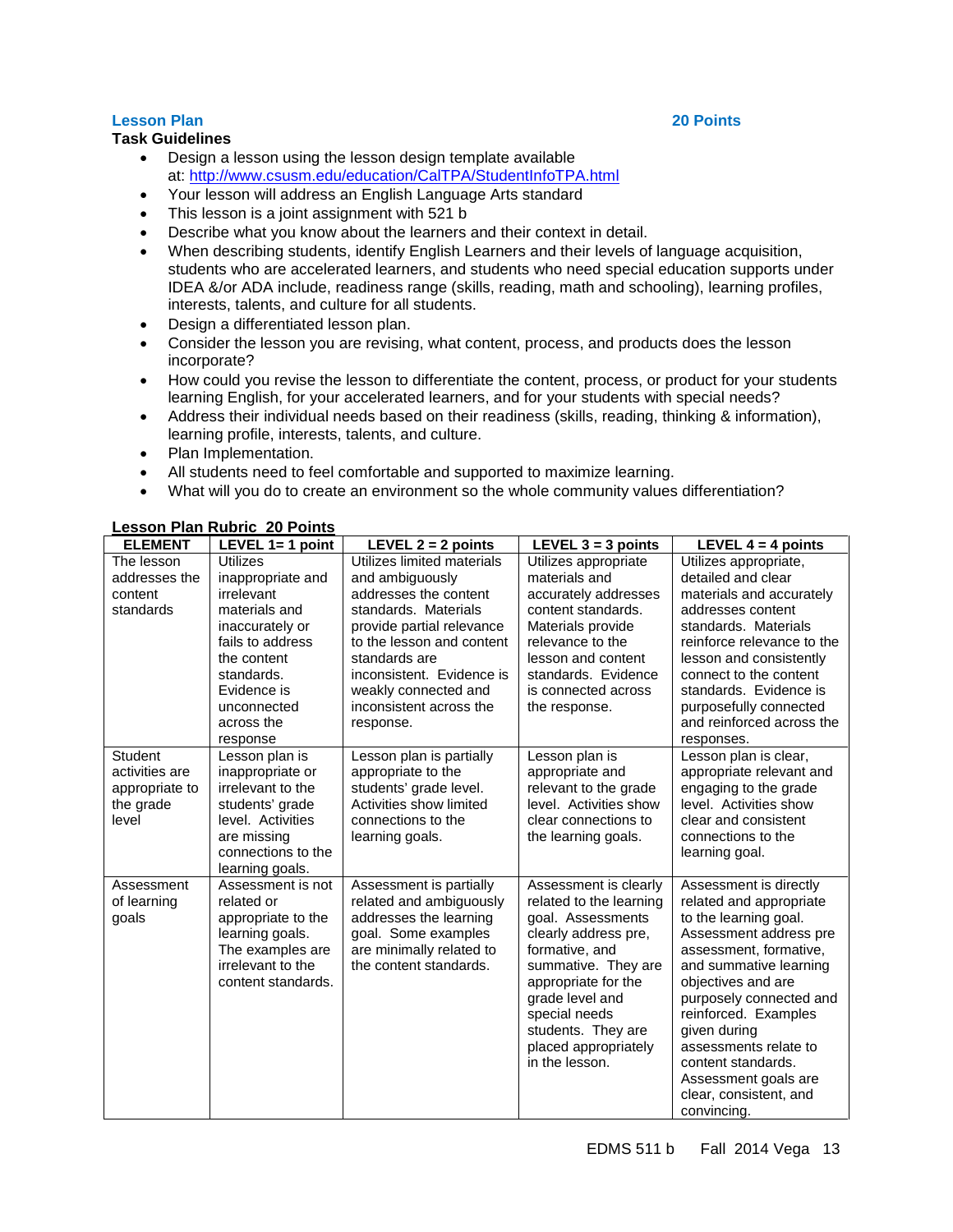**Lesson Plan** **20 Points**

**Task Guidelines**

- Design a lesson using the lesson design template available at: http://www.csusm.edu/education/CalTPA/StudentInfoTPA.html
- Your lesson will address an English Language Arts standard
- This lesson is a joint assignment with 521 b
- Describe what you know about the learners and their context in detail.
- When describing students, identify English Learners and their levels of language acquisition, students who are accelerated learners, and students who need special education supports under IDEA &/or ADA include, readiness range (skills, reading, math and schooling), learning profiles, interests, talents, and culture for all students.
- Design a differentiated lesson plan.
- Consider the lesson you are revising, what content, process, and products does the lesson incorporate?
- How could you revise the lesson to differentiate the content, process, or product for your students learning English, for your accelerated learners, and for your students with special needs?
- Address their individual needs based on their readiness (skills, reading, thinking & information), learning profile, interests, talents, and culture.
- Plan Implementation.
- All students need to feel comfortable and supported to maximize learning.
- What will you do to create an environment so the whole community values differentiation?

**Lesson Plan Rubric 20 Points**

| ELEMENT | LEVEL 1= 1 point | LEVEL 2 = 2 points | LEVEL 3 = 3 points | LEVEL 4 = 4 points |
|---|---|---|---|---|
| The lesson addresses the content standards | Utilizes inappropriate and irrelevant materials and inaccurately or fails to address the content standards. Evidence is unconnected across the response | Utilizes limited materials and ambiguously addresses the content standards. Materials provide partial relevance to the lesson and content standards are inconsistent. Evidence is weakly connected and inconsistent across the response. | Utilizes appropriate materials and accurately addresses content standards. Materials provide relevance to the lesson and content standards. Evidence is connected across the response. | Utilizes appropriate, detailed and clear materials and accurately addresses content standards. Materials reinforce relevance to the lesson and consistently connect to the content standards. Evidence is purposefully connected and reinforced across the responses. |
| Student activities are appropriate to the grade level | Lesson plan is inappropriate or irrelevant to the students' grade level. Activities are missing connections to the learning goals. | Lesson plan is partially appropriate to the students' grade level. Activities show limited connections to the learning goals. | Lesson plan is appropriate and relevant to the grade level. Activities show clear connections to the learning goals. | Lesson plan is clear, appropriate relevant and engaging to the grade level. Activities show clear and consistent connections to the learning goal. |
| Assessment of learning goals | Assessment is not related or appropriate to the learning goals. The examples are irrelevant to the content standards. | Assessment is partially related and ambiguously addresses the learning goal. Some examples are minimally related to the content standards. | Assessment is clearly related to the learning goal. Assessments clearly address pre, formative, and summative. They are appropriate for the grade level and special needs students. They are placed appropriately in the lesson. | Assessment is directly related and appropriate to the learning goal. Assessment address pre assessment, formative, and summative learning objectives and are purposely connected and reinforced. Examples given during assessments relate to content standards. Assessment goals are clear, consistent, and convincing. |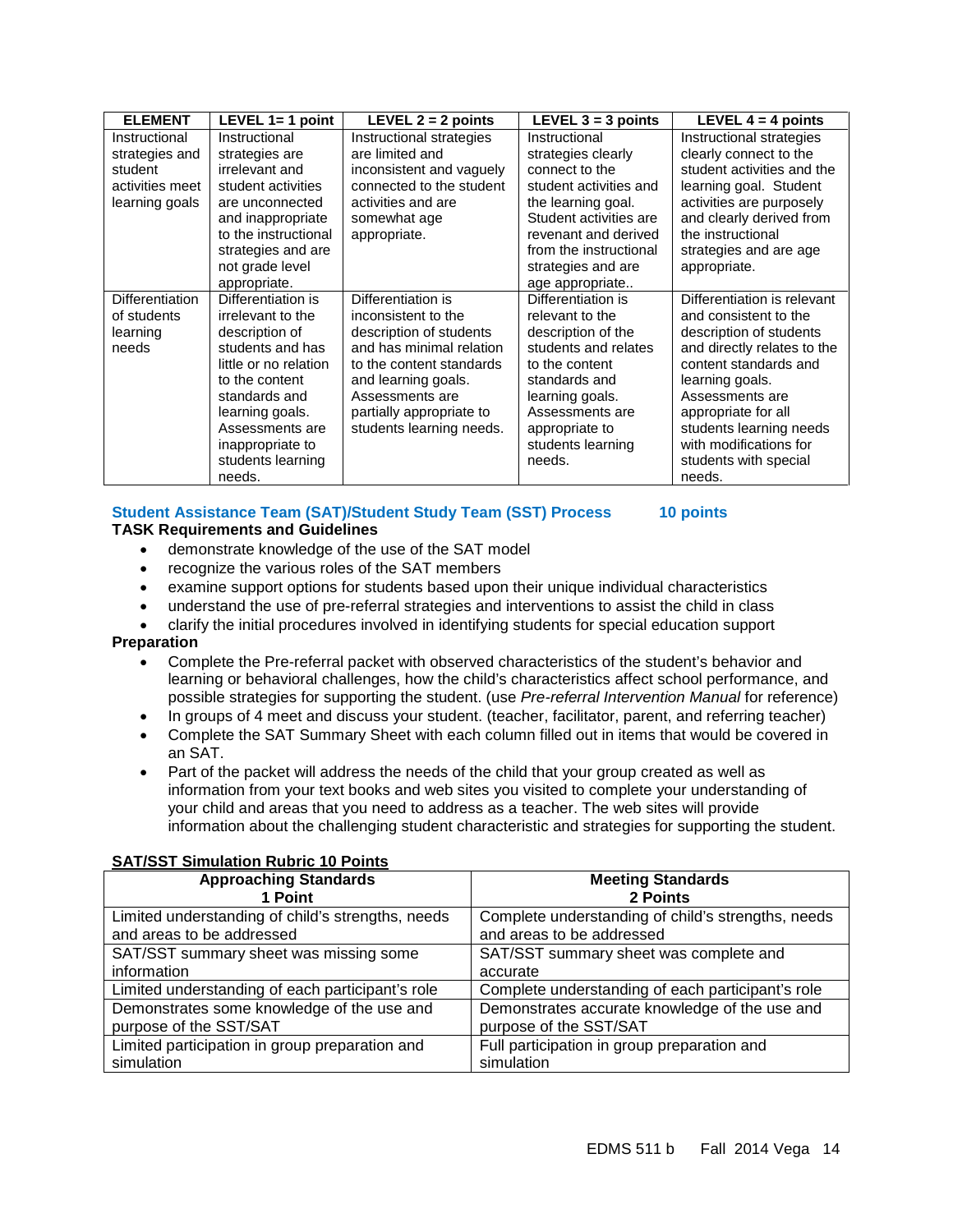| ELEMENT | LEVEL 1= 1 point | LEVEL 2 = 2 points | LEVEL 3 = 3 points | LEVEL 4 = 4 points |
|---|---|---|---|---|
| Instructional strategies and student activities meet learning goals | Instructional strategies are irrelevant and student activities are unconnected and inappropriate to the instructional strategies and are not grade level appropriate. | Instructional strategies are limited and inconsistent and vaguely connected to the student activities and are somewhat age appropriate. | Instructional strategies clearly connect to the student activities and the learning goal. Student activities are revenant and derived from the instructional strategies and are age appropriate.. | Instructional strategies clearly connect to the student activities and the learning goal. Student activities are purposely and clearly derived from the instructional strategies and are age appropriate. |
| Differentiation of students learning needs | Differentiation is irrelevant to the description of students and has little or no relation to the content standards and learning goals. Assessments are inappropriate to students learning needs. | Differentiation is inconsistent to the description of students and has minimal relation to the content standards and learning goals. Assessments are partially appropriate to students learning needs. | Differentiation is relevant to the description of the students and relates to the content standards and learning goals. Assessments are appropriate to students learning needs. | Differentiation is relevant and consistent to the description of students and directly relates to the content standards and learning goals. Assessments are appropriate for all students learning needs with modifications for students with special needs. |

## Student Assistance Team (SAT)/Student Study Team (SST) Process 10 points

**TASK Requirements and Guidelines**

- demonstrate knowledge of the use of the SAT model
- recognize the various roles of the SAT members
- examine support options for students based upon their unique individual characteristics
- understand the use of pre-referral strategies and interventions to assist the child in class
- clarify the initial procedures involved in identifying students for special education support

**Preparation**

- Complete the Pre-referral packet with observed characteristics of the student's behavior and learning or behavioral challenges, how the child's characteristics affect school performance, and possible strategies for supporting the student. (use *Pre-referral Intervention Manual* for reference)
- In groups of 4 meet and discuss your student. (teacher, facilitator, parent, and referring teacher)
- Complete the SAT Summary Sheet with each column filled out in items that would be covered in an SAT.
- Part of the packet will address the needs of the child that your group created as well as information from your text books and web sites you visited to complete your understanding of your child and areas that you need to address as a teacher. The web sites will provide information about the challenging student characteristic and strategies for supporting the student.

**SAT/SST Simulation Rubric 10 Points**

| Approaching Standards<br>1 Point | Meeting Standards<br>2 Points |
|---|---|
| Limited understanding of child's strengths, needs and areas to be addressed | Complete understanding of child's strengths, needs and areas to be addressed |
| SAT/SST summary sheet was missing some information | SAT/SST summary sheet was complete and accurate |
| Limited understanding of each participant's role | Complete understanding of each participant's role |
| Demonstrates some knowledge of the use and purpose of the SST/SAT | Demonstrates accurate knowledge of the use and purpose of the SST/SAT |
| Limited participation in group preparation and simulation | Full participation in group preparation and simulation |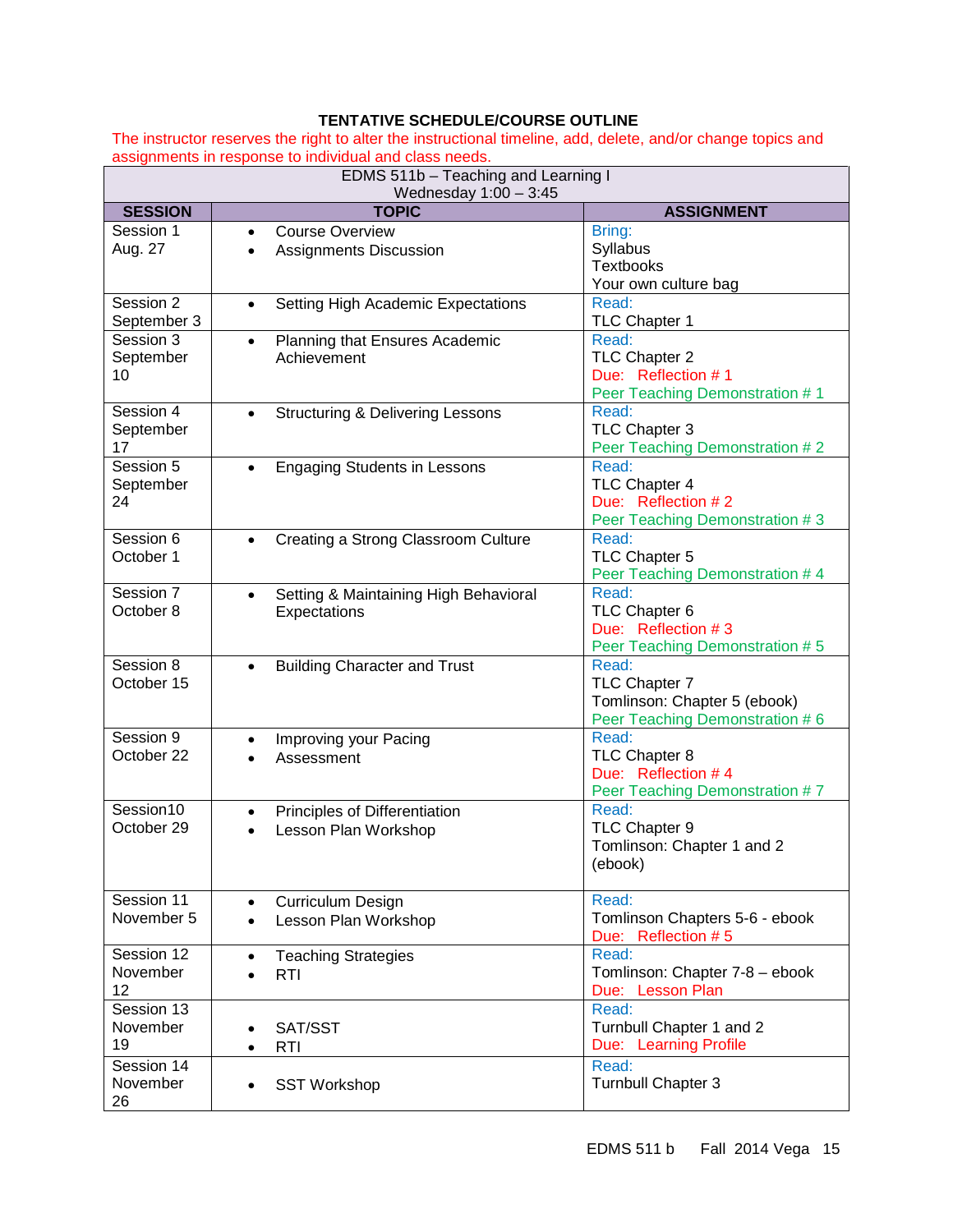**TENTATIVE SCHEDULE/COURSE OUTLINE**

The instructor reserves the right to alter the instructional timeline, add, delete, and/or change topics and assignments in response to individual and class needs.

| EDMS 511b – Teaching and Learning I<br>Wednesday 1:00 – 3:45 | | |
|---|---|---|
| **SESSION** | **TOPIC** | **ASSIGNMENT** |
| Session 1<br>Aug. 27 | • Course Overview<br>• Assignments Discussion | Bring:<br>Syllabus<br>Textbooks<br>Your own culture bag |
| Session 2<br>September 3 | • Setting High Academic Expectations | Read:<br>TLC Chapter 1 |
| Session 3<br>September 10 | • Planning that Ensures Academic Achievement | Read:<br>TLC Chapter 2<br>Due: Reflection # 1<br>Peer Teaching Demonstration # 1 |
| Session 4<br>September 17 | • Structuring & Delivering Lessons | Read:<br>TLC Chapter 3<br>Peer Teaching Demonstration # 2 |
| Session 5<br>September 24 | • Engaging Students in Lessons | Read:<br>TLC Chapter 4<br>Due: Reflection # 2<br>Peer Teaching Demonstration # 3 |
| Session 6<br>October 1 | • Creating a Strong Classroom Culture | Read:<br>TLC Chapter 5<br>Peer Teaching Demonstration # 4 |
| Session 7<br>October 8 | • Setting & Maintaining High Behavioral Expectations | Read:<br>TLC Chapter 6<br>Due: Reflection # 3<br>Peer Teaching Demonstration # 5 |
| Session 8<br>October 15 | • Building Character and Trust | Read:<br>TLC Chapter 7<br>Tomlinson: Chapter 5 (ebook)<br>Peer Teaching Demonstration # 6 |
| Session 9<br>October 22 | • Improving your Pacing<br>• Assessment | Read:<br>TLC Chapter 8<br>Due: Reflection # 4<br>Peer Teaching Demonstration # 7 |
| Session10<br>October 29 | • Principles of Differentiation<br>• Lesson Plan Workshop | Read:<br>TLC Chapter 9<br>Tomlinson: Chapter 1 and 2 (ebook) |
| Session 11<br>November 5 | • Curriculum Design<br>• Lesson Plan Workshop | Read:<br>Tomlinson Chapters 5-6 - ebook<br>Due: Reflection # 5 |
| Session 12<br>November 12 | • Teaching Strategies<br>• RTI | Read:<br>Tomlinson: Chapter 7-8 – ebook<br>Due: Lesson Plan |
| Session 13<br>November 19 | • SAT/SST<br>• RTI | Read:<br>Turnbull Chapter 1 and 2<br>Due: Learning Profile |
| Session 14<br>November 26 | • SST Workshop | Read:<br>Turnbull Chapter 3 |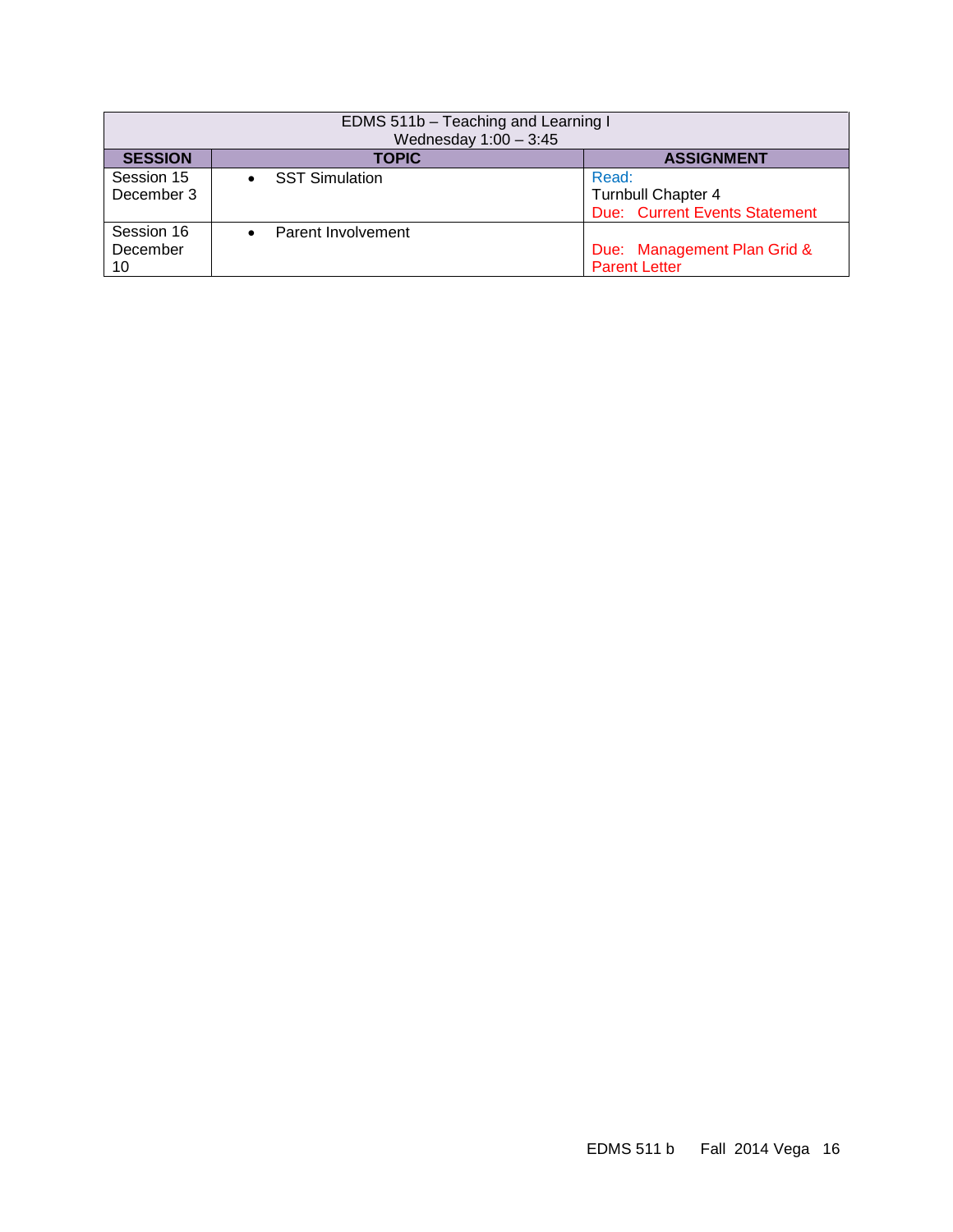| EDMS 511b – Teaching and Learning I<br>Wednesday 1:00 – 3:45 | | |
|---|---|---|
| **SESSION** | **TOPIC** | **ASSIGNMENT** |
| Session 15<br>December 3 | • SST Simulation | Read:<br>Turnbull Chapter 4<br>Due: Current Events Statement |
| Session 16<br>December 10 | • Parent Involvement | Due: Management Plan Grid & Parent Letter |